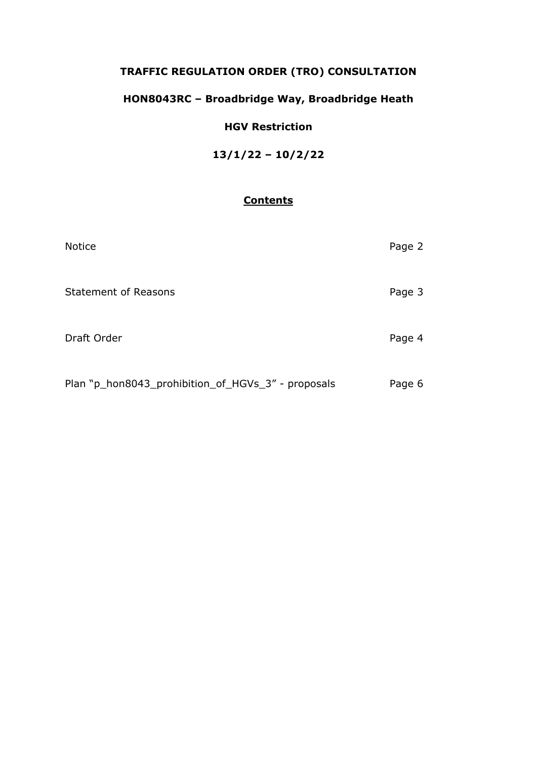# TRAFFIC REGULATION ORDER (TRO) CONSULTATION

## HON8043RC – Broadbridge Way, Broadbridge Heath

## HGV Restriction

## 13/1/22 – 10/2/22

### Contents

| | |
|---|---|
| Notice | Page 2 |
| Statement of Reasons | Page 3 |
| Draft Order | Page 4 |
| Plan "p_hon8043_prohibition_of_HGVs_3" - proposals | Page 6 |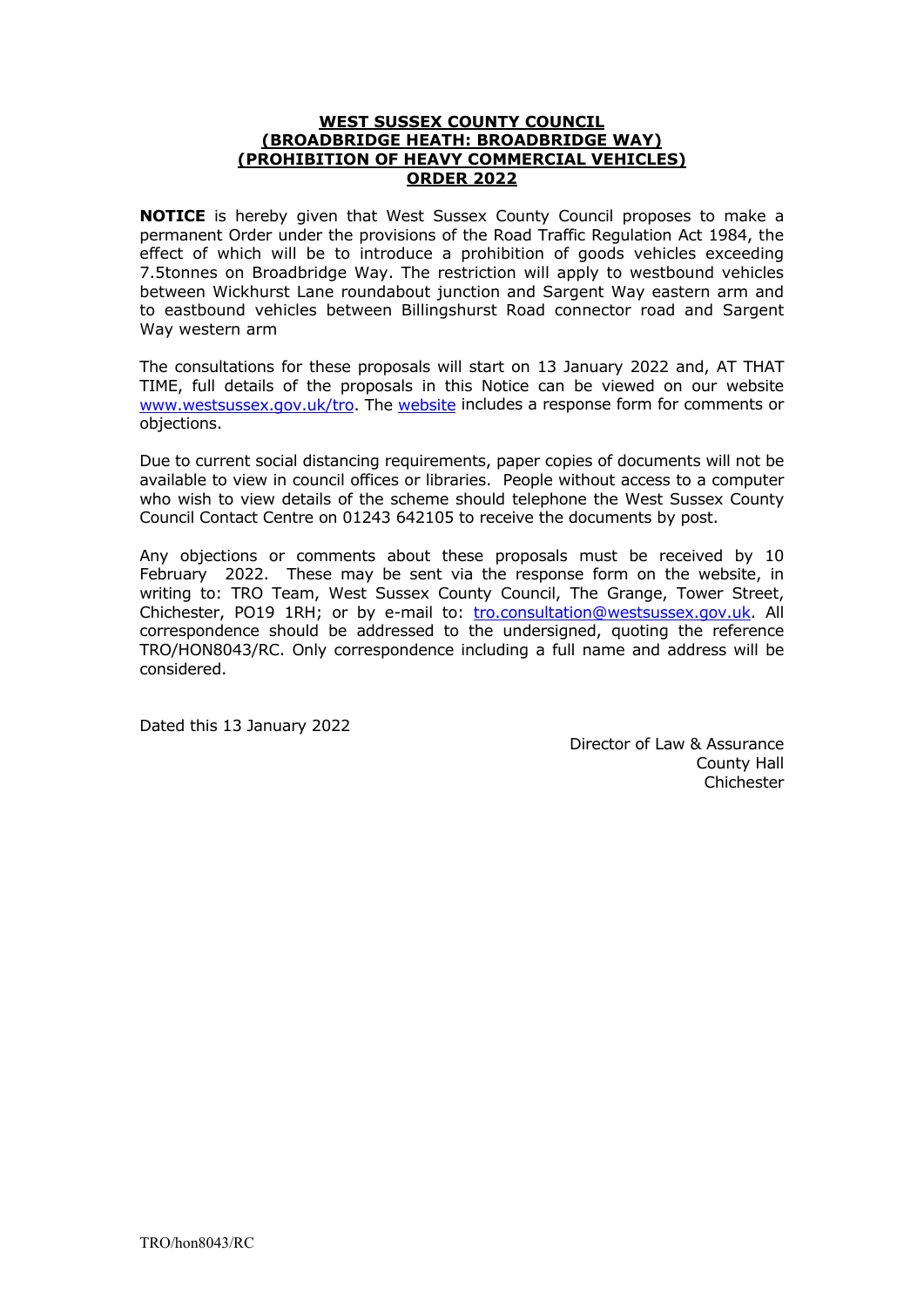**WEST SUSSEX COUNTY COUNCIL**
**(BROADBRIDGE HEATH: BROADBRIDGE WAY)**
**(PROHIBITION OF HEAVY COMMERCIAL VEHICLES)**
**ORDER 2022**

**NOTICE** is hereby given that West Sussex County Council proposes to make a permanent Order under the provisions of the Road Traffic Regulation Act 1984, the effect of which will be to introduce a prohibition of goods vehicles exceeding 7.5tonnes on Broadbridge Way. The restriction will apply to westbound vehicles between Wickhurst Lane roundabout junction and Sargent Way eastern arm and to eastbound vehicles between Billingshurst Road connector road and Sargent Way western arm

The consultations for these proposals will start on 13 January 2022 and, AT THAT TIME, full details of the proposals in this Notice can be viewed on our website www.westsussex.gov.uk/tro. The website includes a response form for comments or objections.

Due to current social distancing requirements, paper copies of documents will not be available to view in council offices or libraries. People without access to a computer who wish to view details of the scheme should telephone the West Sussex County Council Contact Centre on 01243 642105 to receive the documents by post.

Any objections or comments about these proposals must be received by 10 February 2022. These may be sent via the response form on the website, in writing to: TRO Team, West Sussex County Council, The Grange, Tower Street, Chichester, PO19 1RH; or by e-mail to: tro.consultation@westsussex.gov.uk. All correspondence should be addressed to the undersigned, quoting the reference TRO/HON8043/RC. Only correspondence including a full name and address will be considered.

Dated this 13 January 2022

Director of Law & Assurance
County Hall
Chichester

TRO/hon8043/RC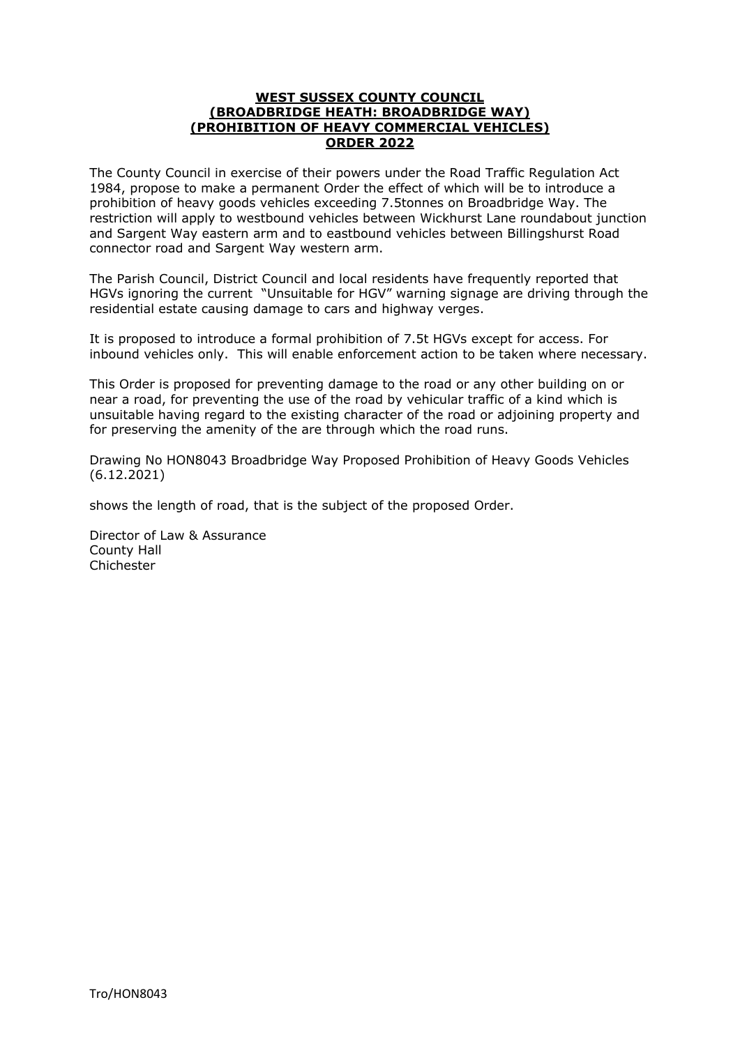**WEST SUSSEX COUNTY COUNCIL**
**(BROADBRIDGE HEATH: BROADBRIDGE WAY)**
**(PROHIBITION OF HEAVY COMMERCIAL VEHICLES)**
**ORDER 2022**

The County Council in exercise of their powers under the Road Traffic Regulation Act 1984, propose to make a permanent Order the effect of which will be to introduce a prohibition of heavy goods vehicles exceeding 7.5tonnes on Broadbridge Way. The restriction will apply to westbound vehicles between Wickhurst Lane roundabout junction and Sargent Way eastern arm and to eastbound vehicles between Billingshurst Road connector road and Sargent Way western arm.

The Parish Council, District Council and local residents have frequently reported that HGVs ignoring the current "Unsuitable for HGV" warning signage are driving through the residential estate causing damage to cars and highway verges.

It is proposed to introduce a formal prohibition of 7.5t HGVs except for access. For inbound vehicles only. This will enable enforcement action to be taken where necessary.

This Order is proposed for preventing damage to the road or any other building on or near a road, for preventing the use of the road by vehicular traffic of a kind which is unsuitable having regard to the existing character of the road or adjoining property and for preserving the amenity of the are through which the road runs.

Drawing No HON8043 Broadbridge Way Proposed Prohibition of Heavy Goods Vehicles (6.12.2021)

shows the length of road, that is the subject of the proposed Order.

Director of Law & Assurance
County Hall
Chichester

Tro/HON8043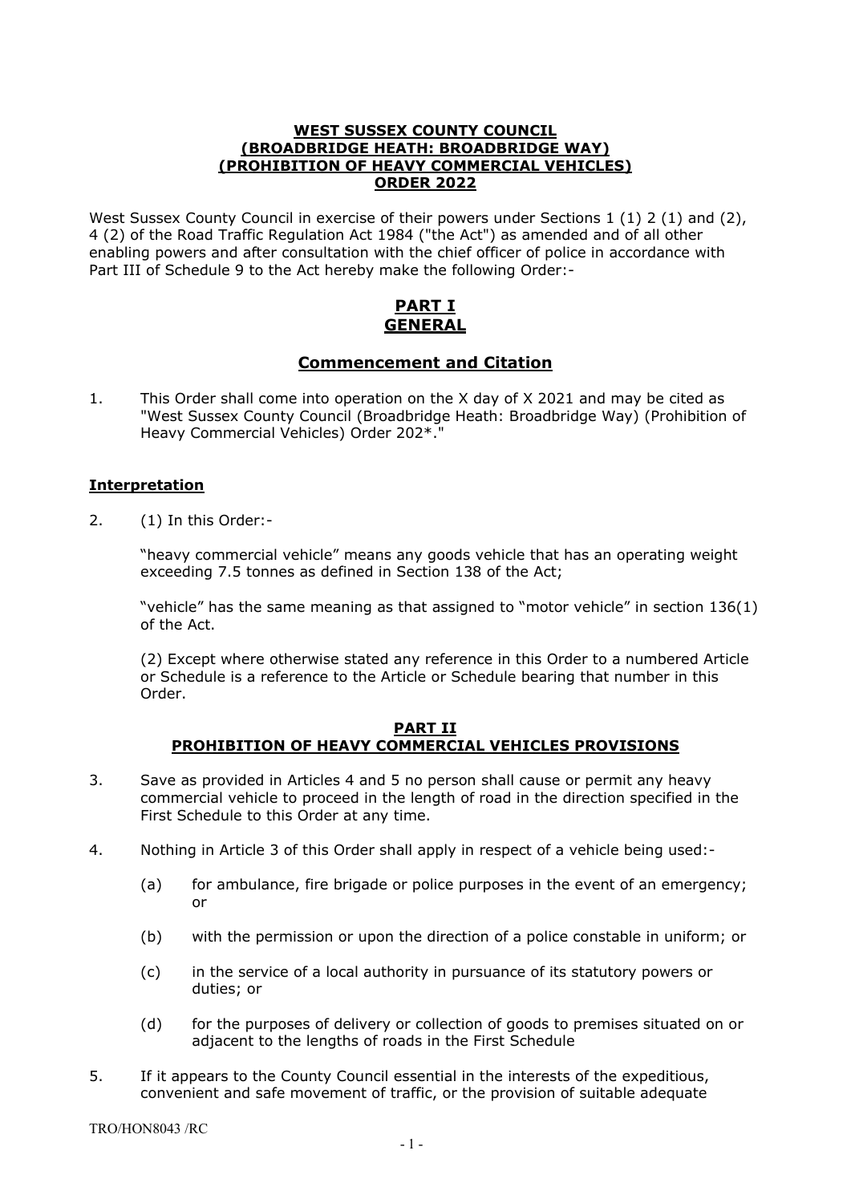**WEST SUSSEX COUNTY COUNCIL**
**(BROADBRIDGE HEATH: BROADBRIDGE WAY)**
**(PROHIBITION OF HEAVY COMMERCIAL VEHICLES)**
**ORDER 2022**

West Sussex County Council in exercise of their powers under Sections 1 (1) 2 (1) and (2), 4 (2) of the Road Traffic Regulation Act 1984 ("the Act") as amended and of all other enabling powers and after consultation with the chief officer of police in accordance with Part III of Schedule 9 to the Act hereby make the following Order:-

# PART I
# GENERAL

## Commencement and Citation

1. This Order shall come into operation on the X day of X 2021 and may be cited as "West Sussex County Council (Broadbridge Heath: Broadbridge Way) (Prohibition of Heavy Commercial Vehicles) Order 202*."

### Interpretation

2. (1) In this Order:-

   "heavy commercial vehicle" means any goods vehicle that has an operating weight exceeding 7.5 tonnes as defined in Section 138 of the Act;

   "vehicle" has the same meaning as that assigned to "motor vehicle" in section 136(1) of the Act.

   (2) Except where otherwise stated any reference in this Order to a numbered Article or Schedule is a reference to the Article or Schedule bearing that number in this Order.

## PART II
## PROHIBITION OF HEAVY COMMERCIAL VEHICLES PROVISIONS

3. Save as provided in Articles 4 and 5 no person shall cause or permit any heavy commercial vehicle to proceed in the length of road in the direction specified in the First Schedule to this Order at any time.

4. Nothing in Article 3 of this Order shall apply in respect of a vehicle being used:-

   (a) for ambulance, fire brigade or police purposes in the event of an emergency; or

   (b) with the permission or upon the direction of a police constable in uniform; or

   (c) in the service of a local authority in pursuance of its statutory powers or duties; or

   (d) for the purposes of delivery or collection of goods to premises situated on or adjacent to the lengths of roads in the First Schedule

5. If it appears to the County Council essential in the interests of the expeditious, convenient and safe movement of traffic, or the provision of suitable adequate

TRO/HON8043 /RC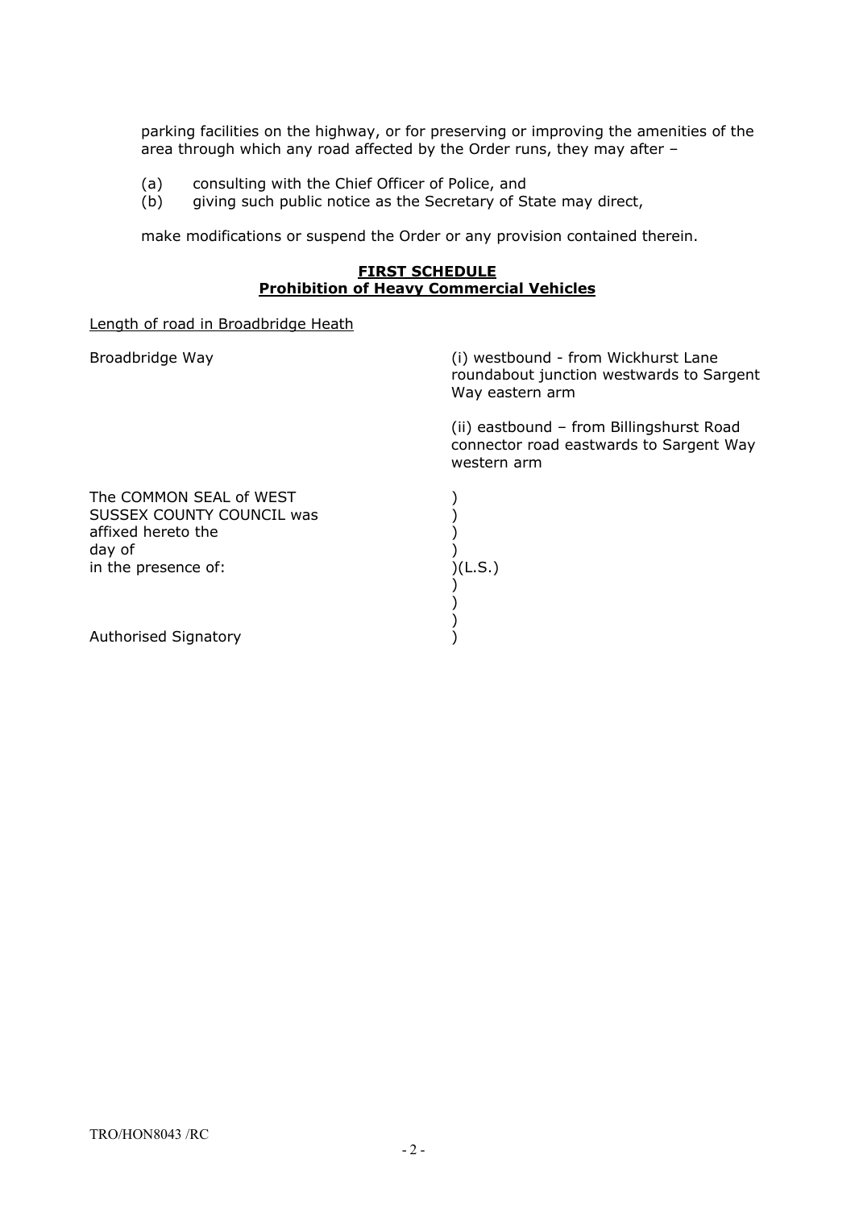parking facilities on the highway, or for preserving or improving the amenities of the area through which any road affected by the Order runs, they may after –

(a) consulting with the Chief Officer of Police, and
(b) giving such public notice as the Secretary of State may direct,

make modifications or suspend the Order or any provision contained therein.

## FIRST SCHEDULE
## Prohibition of Heavy Commercial Vehicles

Length of road in Broadbridge Heath

| | |
|---|---|
| Broadbridge Way | (i) westbound - from Wickhurst Lane roundabout junction westwards to Sargent Way eastern arm |
| | (ii) eastbound – from Billingshurst Road connector road eastwards to Sargent Way western arm |

The COMMON SEAL of WEST SUSSEX COUNTY COUNCIL was affixed hereto the day of in the presence of: (L.S.)

Authorised Signatory

TRO/HON8043 /RC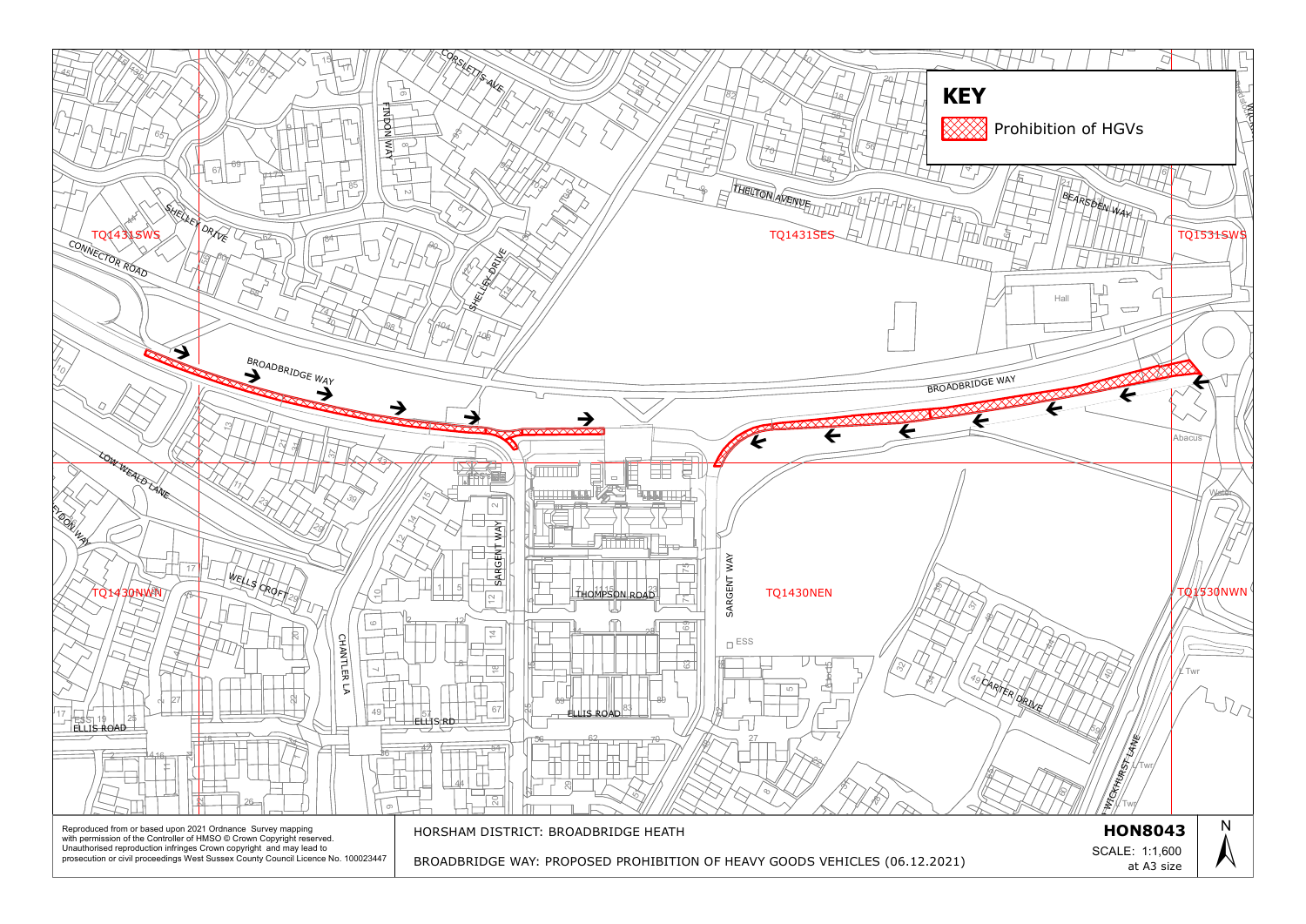**KEY**

Prohibition of HGVs

Reproduced from or based upon 2021 Ordnance Survey mapping with permission of the Controller of HMSO © Crown Copyright reserved. Unauthorised reproduction infringes Crown copyright and may lead to prosecution or civil proceedings West Sussex County Council Licence No. 100023447

HORSHAM DISTRICT: BROADBRIDGE HEATH

BROADBRIDGE WAY: PROPOSED PROHIBITION OF HEAVY GOODS VEHICLES (06.12.2021)

**HON8043**

SCALE: 1:1,600 at A3 size

N